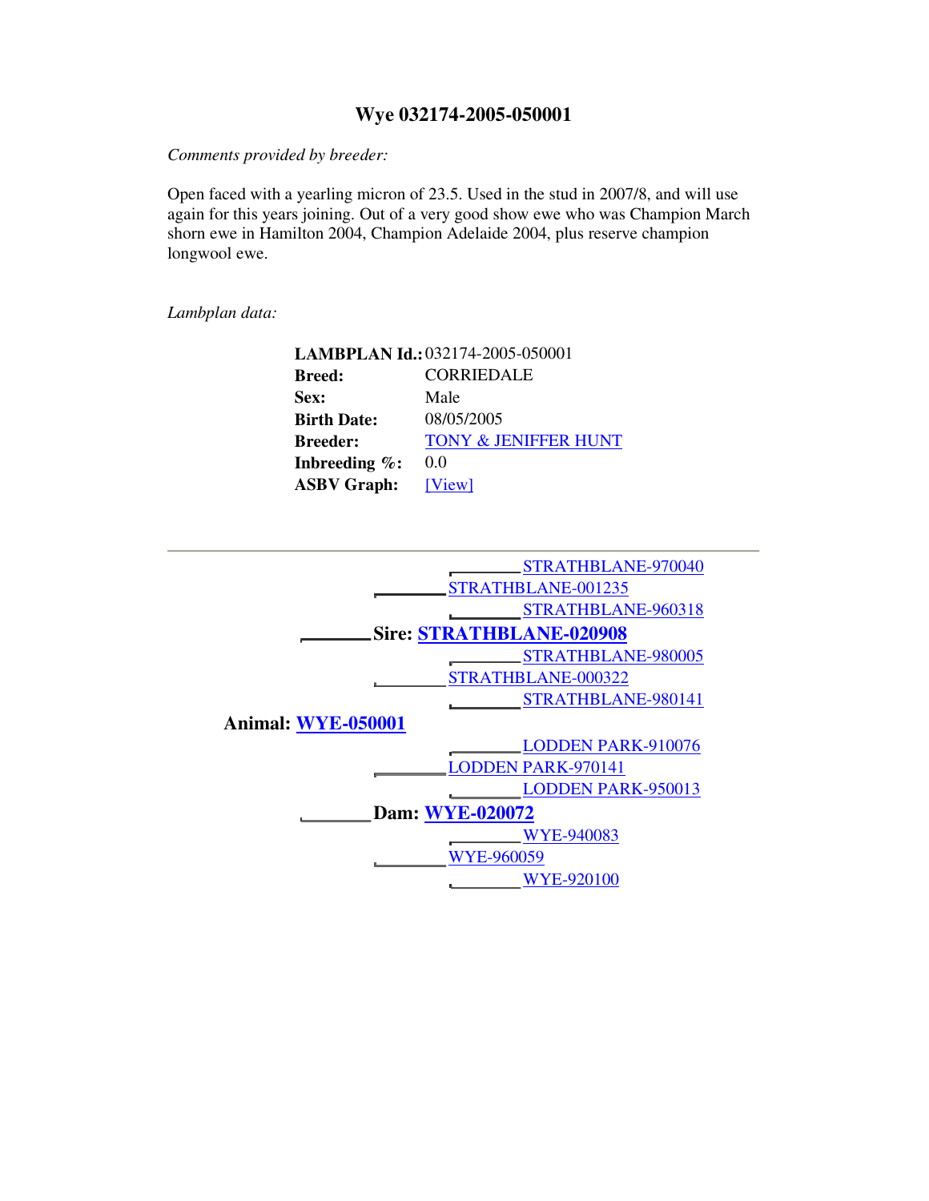# Wye 032174-2005-050001

*Comments provided by breeder:*

Open faced with a yearling micron of 23.5. Used in the stud in 2007/8, and will use again for this years joining. Out of a very good show ewe who was Champion March shorn ewe in Hamilton 2004, Champion Adelaide 2004, plus reserve champion longwool ewe.

*Lambplan data:*

| | |
|---|---|
| **LAMBPLAN Id.:** | 032174-2005-050001 |
| **Breed:** | CORRIEDALE |
| **Sex:** | Male |
| **Birth Date:** | 08/05/2005 |
| **Breeder:** | TONY & JENIFFER HUNT |
| **Inbreeding %:** | 0.0 |
| **ASBV Graph:** | [View] |

---

STRATHBLANE-970040
STRATHBLANE-001235
STRATHBLANE-960318
**Sire: STRATHBLANE-020908**
STRATHBLANE-980005
STRATHBLANE-000322
STRATHBLANE-980141
**Animal: WYE-050001**
LODDEN PARK-910076
LODDEN PARK-970141
LODDEN PARK-950013
**Dam: WYE-020072**
WYE-940083
WYE-960059
WYE-920100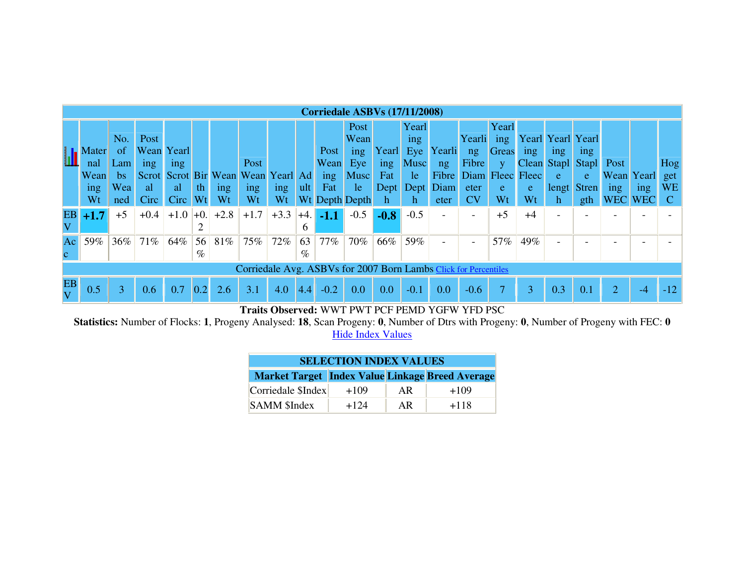| Corriedale ASBVs (17/11/2008) | | | | | | | | | | | | | | | | | | | | | | |
|---|---|---|---|---|---|---|---|---|---|---|---|---|---|---|---|---|---|---|---|---|---|---|
| | Maternal Weaning Wt | No. of Lambs Weaned | Post Weaning Scrotal Circ | Yearling Scrotal Circ | Birth Wt | Weaning Wt | Post Weaning Wt | Yearling Wt | Adult Wt | Post Weaning Fat Depth | Post Weaning Eye Muscle Depth | Yearling Fat Depth | Yearling Eye Muscle Depth | Yearling Fibre Diameter | Yearling Fibre Diameter CV | Yearling Greasy Fleece Wt | Yearling Clean Fleece Wt | Yearling Staple length | Yearling Staple Strength | Post Weaning WEC | Yearling WEC | Hogget WEC |
| EBV | **+1.7** | +5 | +0.4 | +1.0 | +0.2 | +2.8 | +1.7 | +3.3 | +4.6 | **-1.1** | -0.5 | **-0.8** | -0.5 | - | - | +5 | +4 | - | - | - | - | - |
| Acc | 59% | 36% | 71% | 64% | 56% | 81% | 75% | 72% | 63% | 77% | 70% | 66% | 59% | - | - | 57% | 49% | - | - | - | - | - |
| Corriedale Avg. ASBVs for 2007 Born Lambs Click for Percentiles | | | | | | | | | | | | | | | | | | | | | | |
| EBV | 0.5 | 3 | 0.6 | 0.7 | 0.2 | 2.6 | 3.1 | 4.0 | 4.4 | -0.2 | 0.0 | 0.0 | -0.1 | 0.0 | -0.6 | 7 | 3 | 0.3 | 0.1 | 2 | -4 | -12 |

**Traits Observed:** WWT PWT PCF PEMD YGFW YFD PSC

**Statistics:** Number of Flocks: **1**, Progeny Analysed: **18**, Scan Progeny: **0**, Number of Dtrs with Progeny: **0**, Number of Progeny with FEC: **0**

Hide Index Values

| SELECTION INDEX VALUES | | | |
|---|---|---|---|
| **Market Target** | **Index Value** | **Linkage** | **Breed Average** |
| Corriedale $Index | +109 | AR | +109 |
| SAMM $Index | +124 | AR | +118 |